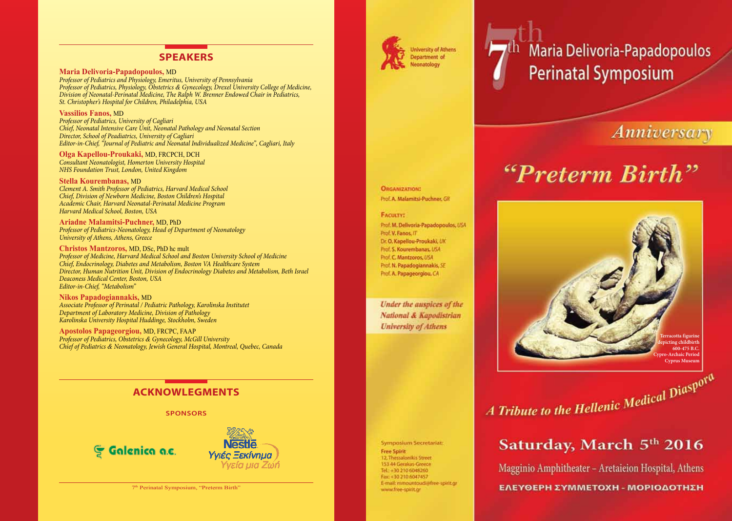## SPEAKERS

**Maria Delivoria-Papadopoulos,** MD
*Professor of Pediatrics and Physiology, Emeritus, University of Pennsylvania*
*Professor of Pediatrics, Physiology, Obstetrics & Gynecology, Drexel University College of Medicine, Division of Neonatal-Perinatal Medicine, The Ralph W. Brenner Endowed Chair in Pediatrics, St. Christopher's Hospital for Children, Philadelphia, USA*

**Vassilios Fanos,** MD
*Professor of Pediatrics, University of Cagliari*
*Chief, Neonatal Intensive Care Unit, Neonatal Pathology and Neonatal Section*
*Director, School of Peadiatrics, University of Cagliari*
*Editor-in-Chief, "Journal of Pediatric and Neonatal Individualized Medicine", Cagliari, Italy*

**Olga Kapellou-Proukaki,** MD, FRCPCH, DCH
*Consultant Neonatologist, Homerton University Hospital*
*NHS Foundation Trust, London, United Kingdom*

**Stella Kourembanas,** MD
*Clement A. Smith Professor of Pediatrics, Harvard Medical School*
*Chief, Division of Newborn Medicine, Boston Children's Hospital*
*Academic Chair, Harvard Neonatal-Perinatal Medicine Program*
*Harvard Medical School, Boston, USA*

**Ariadne Malamitsi-Puchner,** MD, PhD
*Professor of Pediatrics-Neonatology, Head of Department of Neonatology*
*University of Athens, Athens, Greece*

**Christos Mantzoros,** MD, DSc, PhD hc mult
*Professor of Medicine, Harvard Medical School and Boston University School of Medicine*
*Chief, Endocrinology, Diabetes and Metabolism, Boston VA Healthcare System*
*Director, Human Nutrition Unit, Division of Endocrinology Diabetes and Metabolism, Beth Israel Deaconess Medical Center, Boston, USA*
*Editor-in-Chief, "Metabolism"*

**Nikos Papadogiannakis,** MD
*Associate Professor of Perinatal / Pediatric Pathology, Karolinska Institutet*
*Department of Laboratory Medicine, Division of Pathology*
*Karolinska University Hospital Huddinge, Stockholm, Sweden*

**Apostolos Papageorgiou,** MD, FRCPC, FAAP
*Professor of Pediatrics, Obstetrics & Gynecology, McGill University*
*Chief of Pediatrics & Neonatology, Jewish General Hospital, Montreal, Quebec, Canada*

## ACKNOWLEGMENTS

### SPONSORS

Galenica a.e.

Nestlé Υγιές Ξεκίνημα Υγεία μια Ζωή

7th Perinatal Symposium, "Preterm Birth"

---

University of Athens Department of Neonatology

**ORGANIZATION:**
Prof. **A. Malamitsi-Puchner**, *GR*

**FACULTY:**
Prof. **M. Delivoria-Papadopoulos**, *USA*
Prof. **V. Fanos**, *IT*
Dr. **O. Kapellou-Proukaki**, *UK*
Prof. **S. Kourembanas**, *USA*
Prof. **C. Mantzoros**, *USA*
Prof. **N. Papadogiannakis**, *SE*
Prof. **A. Papageorgiou**, *CA*

*Under the auspices of the National & Kapodistrian University of Athens*

Symposium Secretariat:
**Free Spirit**
12, Thessalonikis Street
153 44 Gerakas-Greece
Tel.: +30 210 6048260
Fax: +30 210 6047457
E-mail: mmountoudi@free-spirit.gr
www.free-spirit.gr

---

# 7th Maria Delivoria-Papadopoulos Perinatal Symposium

## *Anniversary*

# *"Preterm Birth"*

Terracotta figurine depicting childbirth
600-475 B.C.
Cypro-Archaic Period
Cyprus Museum

*A Tribute to the Hellenic Medical Diaspora*

## Saturday, March 5th 2016

Magginio Amphitheater – Aretaieion Hospital, Athens

**ΕΛΕΥΘΕΡΗ ΣΥΜΜΕΤΟΧΗ - ΜΟΡΙΟΔΟΤΗΣΗ**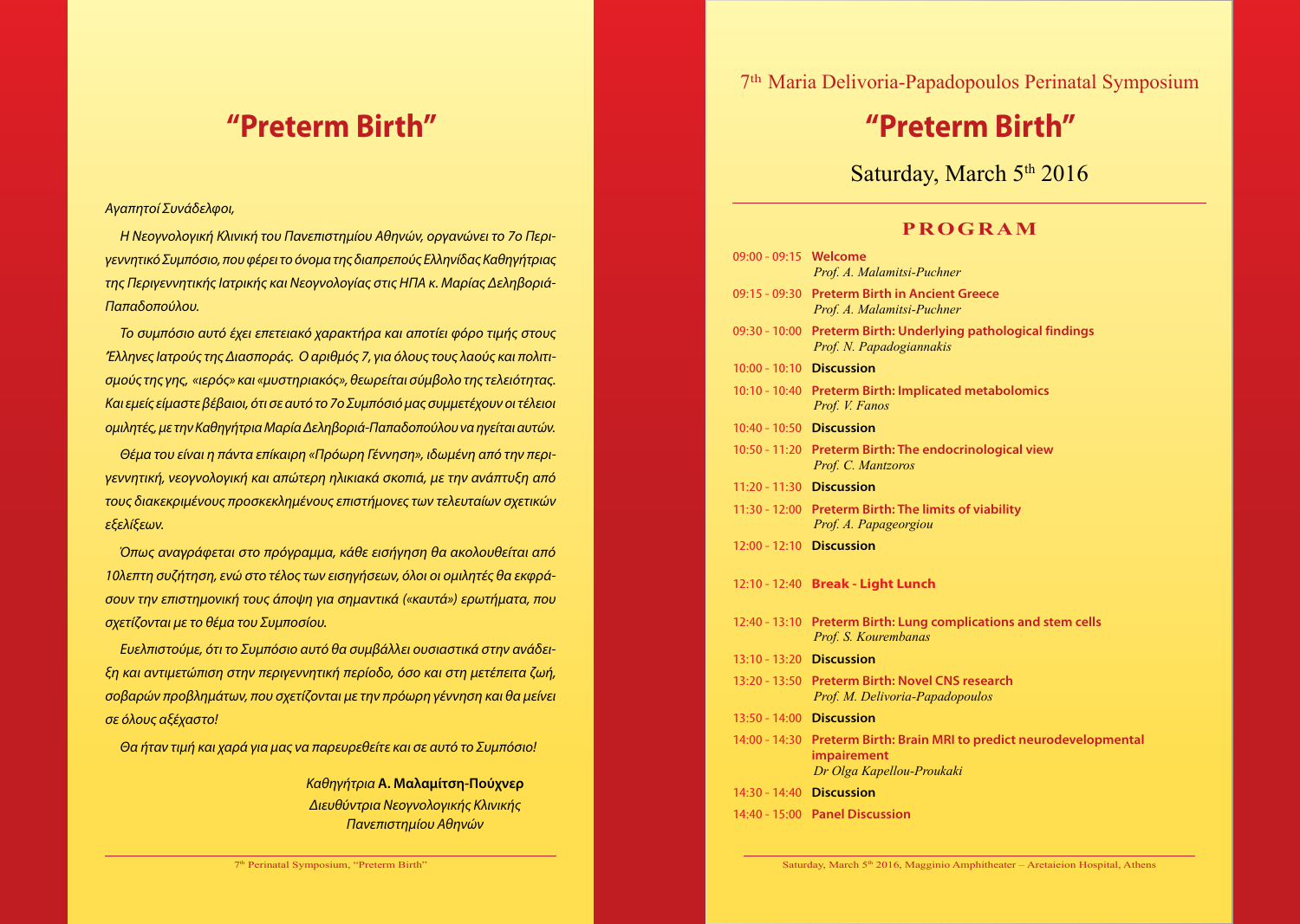# "Preterm Birth"

*Αγαπητοί Συνάδελφοι,*

*Η Νεογνολογική Κλινική του Πανεπιστημίου Αθηνών, οργανώνει το 7ο Περιγεννητικό Συμπόσιο, που φέρει το όνομα της διαπρεπούς Ελληνίδας Καθηγήτριας της Περιγεννητικής Ιατρικής και Νεογνολογίας στις ΗΠΑ κ. Μαρίας Δεληβοριά-Παπαδοπούλου.*

*Το συμπόσιο αυτό έχει επετειακό χαρακτήρα και αποτίει φόρο τιμής στους Έλληνες Ιατρούς της Διασποράς. Ο αριθμός 7, για όλους τους λαούς και πολιτισμούς της γης, «ιερός» και «μυστηριακός», θεωρείται σύμβολο της τελειότητας. Και εμείς είμαστε βέβαιοι, ότι σε αυτό το 7ο Συμπόσιό μας συμμετέχουν οι τέλειοι ομιλητές, με την Καθηγήτρια Μαρία Δεληβοριά-Παπαδοπούλου να ηγείται αυτών.*

*Θέμα του είναι η πάντα επίκαιρη «Πρόωρη Γέννηση», ιδωμένη από την περιγεννητική, νεογνολογική και απώτερη ηλικιακά σκοπιά, με την ανάπτυξη από τους διακεκριμένους προσκεκλημένους επιστήμονες των τελευταίων σχετικών εξελίξεων.*

*Όπως αναγράφεται στο πρόγραμμα, κάθε εισήγηση θα ακολουθείται από 10λεπτη συζήτηση, ενώ στο τέλος των εισηγήσεων, όλοι οι ομιλητές θα εκφράσουν την επιστημονική τους άποψη για σημαντικά («καυτά») ερωτήματα, που σχετίζονται με το θέμα του Συμποσίου.*

*Ευελπιστούμε, ότι το Συμπόσιο αυτό θα συμβάλλει ουσιαστικά στην ανάδειξη και αντιμετώπιση στην περιγεννητική περίοδο, όσο και στη μετέπειτα ζωή, σοβαρών προβλημάτων, που σχετίζονται με την πρόωρη γέννηση και θα μείνει σε όλους αξέχαστο!*

*Θα ήταν τιμή και χαρά για μας να παρευρεθείτε και σε αυτό το Συμπόσιο!*

*Καθηγήτρια* **Α. Μαλαμίτση-Πούχνερ**
*Διευθύντρια Νεογνολογικής Κλινικής Πανεπιστημίου Αθηνών*

7th Maria Delivoria-Papadopoulos Perinatal Symposium

# "Preterm Birth"

Saturday, March 5th 2016

## PROGRAM

09:00 - 09:15 **Welcome**
*Prof. A. Malamitsi-Puchner*

09:15 - 09:30 **Preterm Birth in Ancient Greece**
*Prof. A. Malamitsi-Puchner*

09:30 - 10:00 **Preterm Birth: Underlying pathological findings**
*Prof. N. Papadogiannakis*

10:00 - 10:10 **Discussion**

10:10 - 10:40 **Preterm Birth: Implicated metabolomics**
*Prof. V. Fanos*

10:40 - 10:50 **Discussion**

10:50 - 11:20 **Preterm Birth: The endocrinological view**
*Prof. C. Mantzoros*

11:20 - 11:30 **Discussion**

11:30 - 12:00 **Preterm Birth: The limits of viability**
*Prof. A. Papageorgiou*

12:00 - 12:10 **Discussion**

12:10 - 12:40 **Break - Light Lunch**

12:40 - 13:10 **Preterm Birth: Lung complications and stem cells**
*Prof. S. Kourembanas*

13:10 - 13:20 **Discussion**

13:20 - 13:50 **Preterm Birth: Novel CNS research**
*Prof. M. Delivoria-Papadopoulos*

13:50 - 14:00 **Discussion**

14:00 - 14:30 **Preterm Birth: Brain MRI to predict neurodevelopmental impairement**
*Dr Olga Kapellou-Proukaki*

14:30 - 14:40 **Discussion**

14:40 - 15:00 **Panel Discussion**

Saturday, March 5th 2016, Magginio Amphitheater – Aretaieion Hospital, Athens